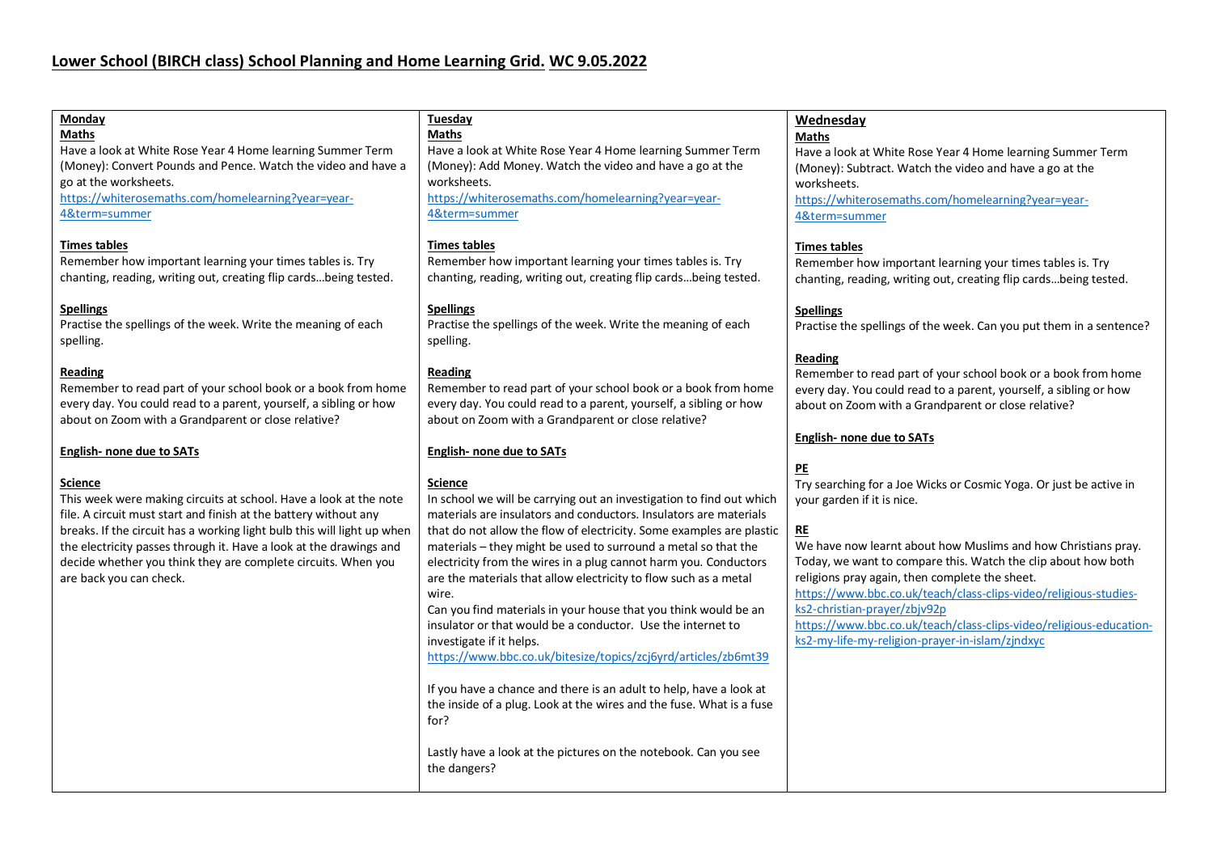# Lower School (BIRCH class) School Planning and Home Learning Grid. WC 9.05.2022

## Monday

**Maths**

Have a look at White Rose Year 4 Home learning Summer Term (Money): Convert Pounds and Pence. Watch the video and have a go at the worksheets.

https://whiterosemaths.com/homelearning?year=year-4&term=summer

**Times tables**

Remember how important learning your times tables is. Try chanting, reading, writing out, creating flip cards…being tested.

**Spellings**

Practise the spellings of the week. Write the meaning of each spelling.

**Reading**

Remember to read part of your school book or a book from home every day. You could read to a parent, yourself, a sibling or how about on Zoom with a Grandparent or close relative?

**English- none due to SATs**

**Science**

This week were making circuits at school. Have a look at the note file. A circuit must start and finish at the battery without any breaks. If the circuit has a working light bulb this will light up when the electricity passes through it. Have a look at the drawings and decide whether you think they are complete circuits. When you are back you can check.

## Tuesday

**Maths**

Have a look at White Rose Year 4 Home learning Summer Term (Money): Add Money. Watch the video and have a go at the worksheets.

https://whiterosemaths.com/homelearning?year=year-4&term=summer

**Times tables**

Remember how important learning your times tables is. Try chanting, reading, writing out, creating flip cards…being tested.

**Spellings**

Practise the spellings of the week. Write the meaning of each spelling.

**Reading**

Remember to read part of your school book or a book from home every day. You could read to a parent, yourself, a sibling or how about on Zoom with a Grandparent or close relative?

**English- none due to SATs**

**Science**

In school we will be carrying out an investigation to find out which materials are insulators and conductors. Insulators are materials that do not allow the flow of electricity. Some examples are plastic materials – they might be used to surround a metal so that the electricity from the wires in a plug cannot harm you. Conductors are the materials that allow electricity to flow such as a metal wire.

Can you find materials in your house that you think would be an insulator or that would be a conductor. Use the internet to investigate if it helps.

https://www.bbc.co.uk/bitesize/topics/zcj6yrd/articles/zb6mt39

If you have a chance and there is an adult to help, have a look at the inside of a plug. Look at the wires and the fuse. What is a fuse for?

Lastly have a look at the pictures on the notebook. Can you see the dangers?

## Wednesday

**Maths**

Have a look at White Rose Year 4 Home learning Summer Term (Money): Subtract. Watch the video and have a go at the worksheets.

https://whiterosemaths.com/homelearning?year=year-4&term=summer

**Times tables**

Remember how important learning your times tables is. Try chanting, reading, writing out, creating flip cards…being tested.

**Spellings**

Practise the spellings of the week. Can you put them in a sentence?

**Reading**

Remember to read part of your school book or a book from home every day. You could read to a parent, yourself, a sibling or how about on Zoom with a Grandparent or close relative?

**English- none due to SATs**

**PE**

Try searching for a Joe Wicks or Cosmic Yoga. Or just be active in your garden if it is nice.

**RE**

We have now learnt about how Muslims and how Christians pray. Today, we want to compare this. Watch the clip about how both religions pray again, then complete the sheet.

https://www.bbc.co.uk/teach/class-clips-video/religious-studies-ks2-christian-prayer/zbjv92p

https://www.bbc.co.uk/teach/class-clips-video/religious-education-ks2-my-life-my-religion-prayer-in-islam/zjndxyc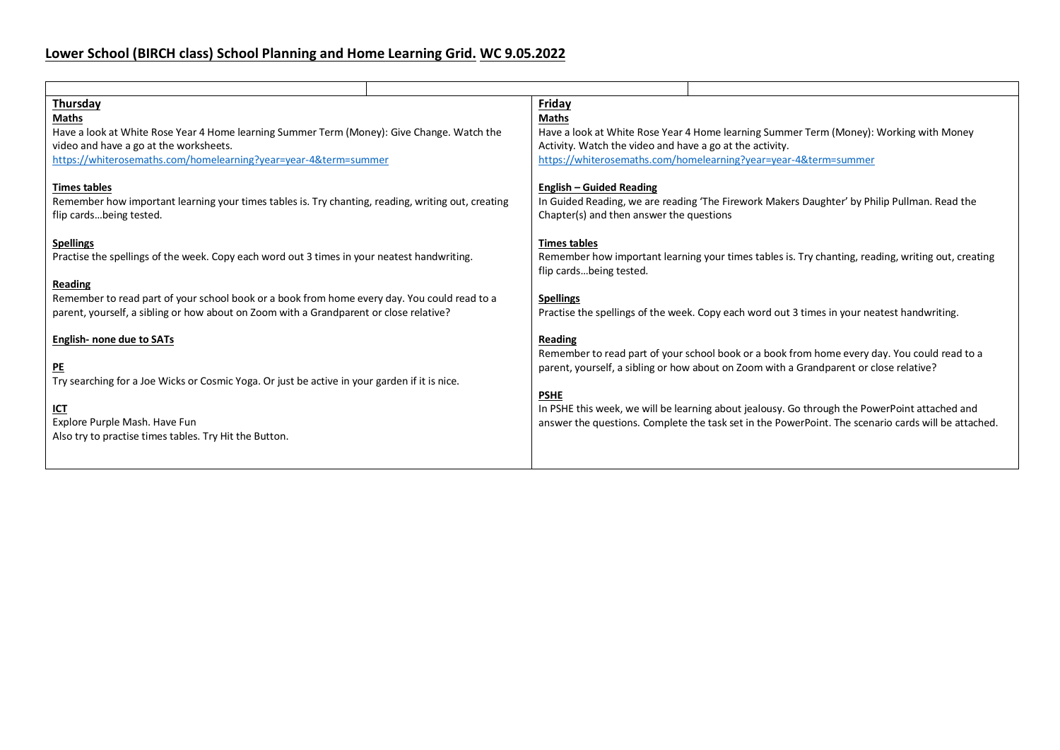## Lower School (BIRCH class) School Planning and Home Learning Grid. WC 9.05.2022

| | |
|---|---|
| **Thursday**<br>**Maths**<br>Have a look at White Rose Year 4 Home learning Summer Term (Money): Give Change. Watch the video and have a go at the worksheets.<br>https://whiterosemaths.com/homelearning?year=year-4&term=summer<br><br>**Times tables**<br>Remember how important learning your times tables is. Try chanting, reading, writing out, creating flip cards…being tested.<br><br>**Spellings**<br>Practise the spellings of the week. Copy each word out 3 times in your neatest handwriting.<br><br>**Reading**<br>Remember to read part of your school book or a book from home every day. You could read to a parent, yourself, a sibling or how about on Zoom with a Grandparent or close relative?<br><br>**English- none due to SATs**<br><br>**PE**<br>Try searching for a Joe Wicks or Cosmic Yoga. Or just be active in your garden if it is nice.<br><br>**ICT**<br>Explore Purple Mash. Have Fun<br>Also try to practise times tables. Try Hit the Button. | **Friday**<br>**Maths**<br>Have a look at White Rose Year 4 Home learning Summer Term (Money): Working with Money Activity. Watch the video and have a go at the activity.<br>https://whiterosemaths.com/homelearning?year=year-4&term=summer<br><br>**English – Guided Reading**<br>In Guided Reading, we are reading 'The Firework Makers Daughter' by Philip Pullman. Read the Chapter(s) and then answer the questions<br><br>**Times tables**<br>Remember how important learning your times tables is. Try chanting, reading, writing out, creating flip cards…being tested.<br><br>**Spellings**<br>Practise the spellings of the week. Copy each word out 3 times in your neatest handwriting.<br><br>**Reading**<br>Remember to read part of your school book or a book from home every day. You could read to a parent, yourself, a sibling or how about on Zoom with a Grandparent or close relative?<br><br>**PSHE**<br>In PSHE this week, we will be learning about jealousy. Go through the PowerPoint attached and answer the questions. Complete the task set in the PowerPoint. The scenario cards will be attached. |